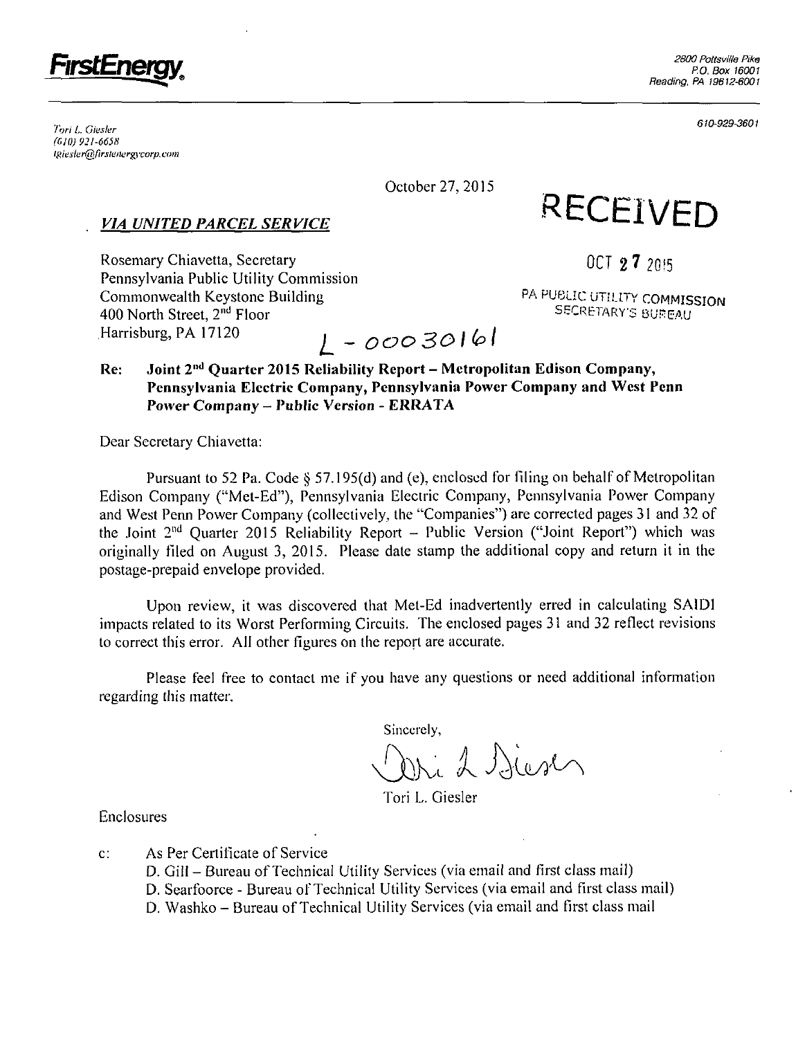**FirstEnergy**

2800 Pottsville Pike
P.O. Box 16001
Reading, PA 19612-6001

610-929-3601

Tori L. Giesler
(610) 921-6658
tgiesler@firstenergycorp.com

October 27, 2015

RECEIVED

OCT 27 2015

PA PUBLIC UTILITY COMMISSION
SECRETARY'S BUREAU

*VIA UNITED PARCEL SERVICE*

Rosemary Chiavetta, Secretary
Pennsylvania Public Utility Commission
Commonwealth Keystone Building
400 North Street, 2nd Floor
Harrisburg, PA 17120

L-00030161

**Re: Joint 2nd Quarter 2015 Reliability Report – Metropolitan Edison Company, Pennsylvania Electric Company, Pennsylvania Power Company and West Penn Power Company – Public Version - ERRATA**

Dear Secretary Chiavetta:

Pursuant to 52 Pa. Code § 57.195(d) and (e), enclosed for filing on behalf of Metropolitan Edison Company ("Met-Ed"), Pennsylvania Electric Company, Pennsylvania Power Company and West Penn Power Company (collectively, the "Companies") are corrected pages 31 and 32 of the Joint 2nd Quarter 2015 Reliability Report – Public Version ("Joint Report") which was originally filed on August 3, 2015. Please date stamp the additional copy and return it in the postage-prepaid envelope provided.

Upon review, it was discovered that Met-Ed inadvertently erred in calculating SAIDI impacts related to its Worst Performing Circuits. The enclosed pages 31 and 32 reflect revisions to correct this error. All other figures on the report are accurate.

Please feel free to contact me if you have any questions or need additional information regarding this matter.

Sincerely,

Tori L. Giesler

Enclosures

c: As Per Certificate of Service
D. Gill – Bureau of Technical Utility Services (via email and first class mail)
D. Searfoorce - Bureau of Technical Utility Services (via email and first class mail)
D. Washko – Bureau of Technical Utility Services (via email and first class mail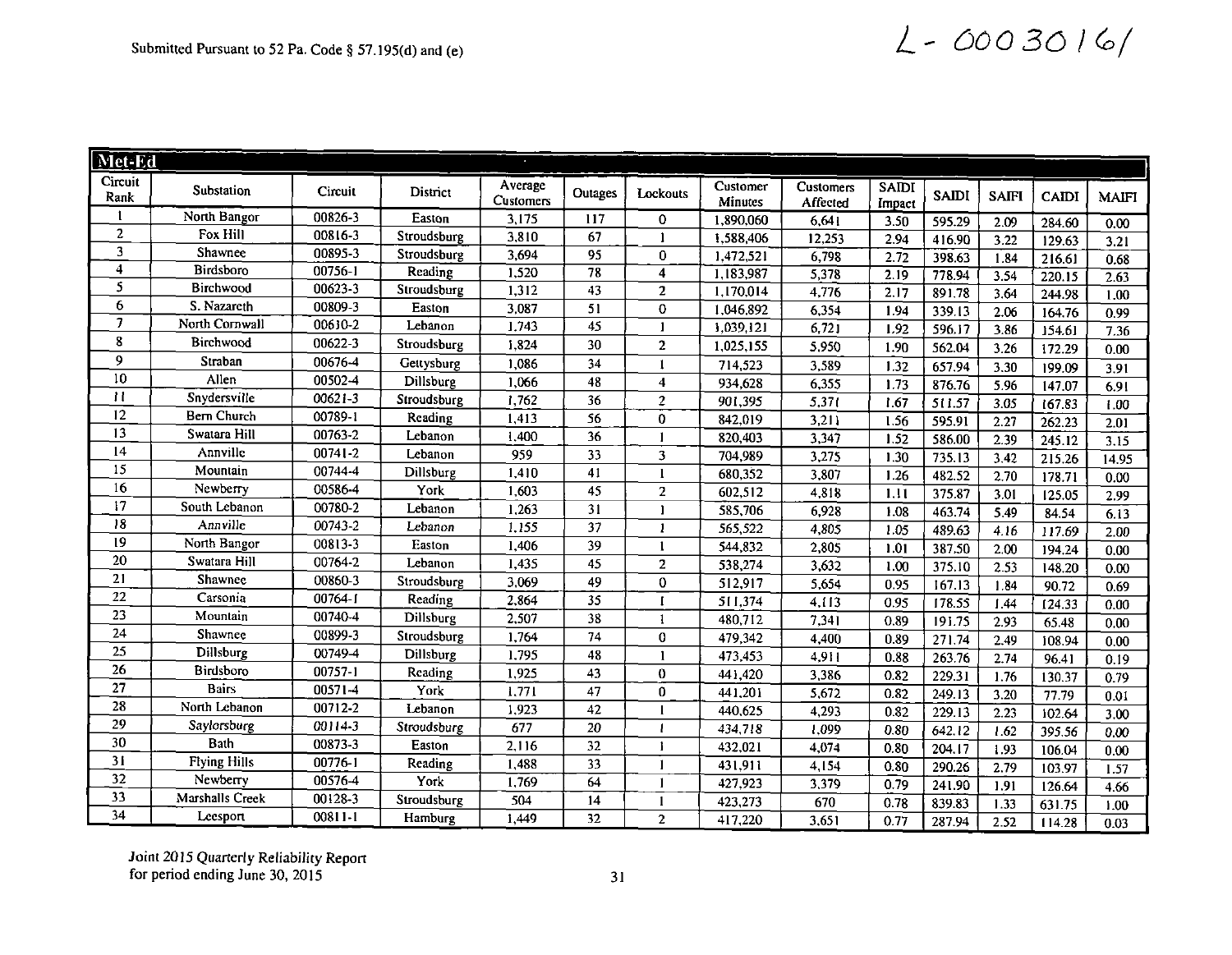Submitted Pursuant to 52 Pa. Code § 57.195(d) and (e)

L-00030161

| Met-Ed | | | | | | | | | | | | | |
|---|---|---|---|---|---|---|---|---|---|---|---|---|---|
| Circuit Rank | Substation | Circuit | District | Average Customers | Outages | Lockouts | Customer Minutes | Customers Affected | SAIDI Impact | SAIDI | SAIFI | CAIDI | MAIFI |
| 1 | North Bangor | 00826-3 | Easton | 3,175 | 117 | 0 | 1,890,060 | 6,641 | 3.50 | 595.29 | 2.09 | 284.60 | 0.00 |
| 2 | Fox Hill | 00816-3 | Stroudsburg | 3,810 | 67 | 1 | 1,588,406 | 12,253 | 2.94 | 416.90 | 3.22 | 129.63 | 3.21 |
| 3 | Shawnee | 00895-3 | Stroudsburg | 3,694 | 95 | 0 | 1,472,521 | 6,798 | 2.72 | 398.63 | 1.84 | 216.61 | 0.68 |
| 4 | Birdsboro | 00756-1 | Reading | 1,520 | 78 | 4 | 1,183,987 | 5,378 | 2.19 | 778.94 | 3.54 | 220.15 | 2.63 |
| 5 | Birchwood | 00623-3 | Stroudsburg | 1,312 | 43 | 2 | 1,170,014 | 4,776 | 2.17 | 891.78 | 3.64 | 244.98 | 1.00 |
| 6 | S. Nazareth | 00809-3 | Easton | 3,087 | 51 | 0 | 1,046,892 | 6,354 | 1.94 | 339.13 | 2.06 | 164.76 | 0.99 |
| 7 | North Cornwall | 00610-2 | Lebanon | 1,743 | 45 | 1 | 1,039,121 | 6,721 | 1.92 | 596.17 | 3.86 | 154.61 | 7.36 |
| 8 | Birchwood | 00622-3 | Stroudsburg | 1,824 | 30 | 2 | 1,025,155 | 5,950 | 1.90 | 562.04 | 3.26 | 172.29 | 0.00 |
| 9 | Straban | 00676-4 | Gettysburg | 1,086 | 34 | 1 | 714,523 | 3,589 | 1.32 | 657.94 | 3.30 | 199.09 | 3.91 |
| 10 | Allen | 00502-4 | Dillsburg | 1,066 | 48 | 4 | 934,628 | 6,355 | 1.73 | 876.76 | 5.96 | 147.07 | 6.91 |
| 11 | Snydersville | 00621-3 | Stroudsburg | 1,762 | 36 | 2 | 901,395 | 5,371 | 1.67 | 511.57 | 3.05 | 167.83 | 1.00 |
| 12 | Bern Church | 00789-1 | Reading | 1,413 | 56 | 0 | 842,019 | 3,211 | 1.56 | 595.91 | 2.27 | 262.23 | 2.01 |
| 13 | Swatara Hill | 00763-2 | Lebanon | 1,400 | 36 | 1 | 820,403 | 3,347 | 1.52 | 586.00 | 2.39 | 245.12 | 3.15 |
| 14 | Annville | 00741-2 | Lebanon | 959 | 33 | 3 | 704,989 | 3,275 | 1.30 | 735.13 | 3.42 | 215.26 | 14.95 |
| 15 | Mountain | 00744-4 | Dillsburg | 1,410 | 41 | 1 | 680,352 | 3,807 | 1.26 | 482.52 | 2.70 | 178.71 | 0.00 |
| 16 | Newberry | 00586-4 | York | 1,603 | 45 | 2 | 602,512 | 4,818 | 1.11 | 375.87 | 3.01 | 125.05 | 2.99 |
| 17 | South Lebanon | 00780-2 | Lebanon | 1,263 | 31 | 1 | 585,706 | 6,928 | 1.08 | 463.74 | 5.49 | 84.54 | 6.13 |
| 18 | Annville | 00743-2 | Lebanon | 1,155 | 37 | 1 | 565,522 | 4,805 | 1.05 | 489.63 | 4.16 | 117.69 | 2.00 |
| 19 | North Bangor | 00813-3 | Easton | 1,406 | 39 | 1 | 544,832 | 2,805 | 1.01 | 387.50 | 2.00 | 194.24 | 0.00 |
| 20 | Swatara Hill | 00764-2 | Lebanon | 1,435 | 45 | 2 | 538,274 | 3,632 | 1.00 | 375.10 | 2.53 | 148.20 | 0.00 |
| 21 | Shawnee | 00860-3 | Stroudsburg | 3,069 | 49 | 0 | 512,917 | 5,654 | 0.95 | 167.13 | 1.84 | 90.72 | 0.69 |
| 22 | Carsonia | 00764-1 | Reading | 2,864 | 35 | 1 | 511,374 | 4,113 | 0.95 | 178.55 | 1.44 | 124.33 | 0.00 |
| 23 | Mountain | 00740-4 | Dillsburg | 2,507 | 38 | 1 | 480,712 | 7,341 | 0.89 | 191.75 | 2.93 | 65.48 | 0.00 |
| 24 | Shawnee | 00899-3 | Stroudsburg | 1,764 | 74 | 0 | 479,342 | 4,400 | 0.89 | 271.74 | 2.49 | 108.94 | 0.00 |
| 25 | Dillsburg | 00749-4 | Dillsburg | 1,795 | 48 | 1 | 473,453 | 4,911 | 0.88 | 263.76 | 2.74 | 96.41 | 0.19 |
| 26 | Birdsboro | 00757-1 | Reading | 1,925 | 43 | 0 | 441,420 | 3,386 | 0.82 | 229.31 | 1.76 | 130.37 | 0.79 |
| 27 | Bairs | 00571-4 | York | 1,771 | 47 | 0 | 441,201 | 5,672 | 0.82 | 249.13 | 3.20 | 77.79 | 0.01 |
| 28 | North Lebanon | 00712-2 | Lebanon | 1,923 | 42 | 1 | 440,625 | 4,293 | 0.82 | 229.13 | 2.23 | 102.64 | 3.00 |
| 29 | Saylorsburg | 00114-3 | Stroudsburg | 677 | 20 | 1 | 434,718 | 1,099 | 0.80 | 642.12 | 1.62 | 395.56 | 0.00 |
| 30 | Bath | 00873-3 | Easton | 2,116 | 32 | 1 | 432,021 | 4,074 | 0.80 | 204.17 | 1.93 | 106.04 | 0.00 |
| 31 | Flying Hills | 00776-1 | Reading | 1,488 | 33 | 1 | 431,911 | 4,154 | 0.80 | 290.26 | 2.79 | 103.97 | 1.57 |
| 32 | Newberry | 00576-4 | York | 1,769 | 64 | 1 | 427,923 | 3,379 | 0.79 | 241.90 | 1.91 | 126.64 | 4.66 |
| 33 | Marshalls Creek | 00128-3 | Stroudsburg | 504 | 14 | 1 | 423,273 | 670 | 0.78 | 839.83 | 1.33 | 631.75 | 1.00 |
| 34 | Leesport | 00811-1 | Hamburg | 1,449 | 32 | 2 | 417,220 | 3,651 | 0.77 | 287.94 | 2.52 | 114.28 | 0.03 |

Joint 2015 Quarterly Reliability Report
for period ending June 30, 2015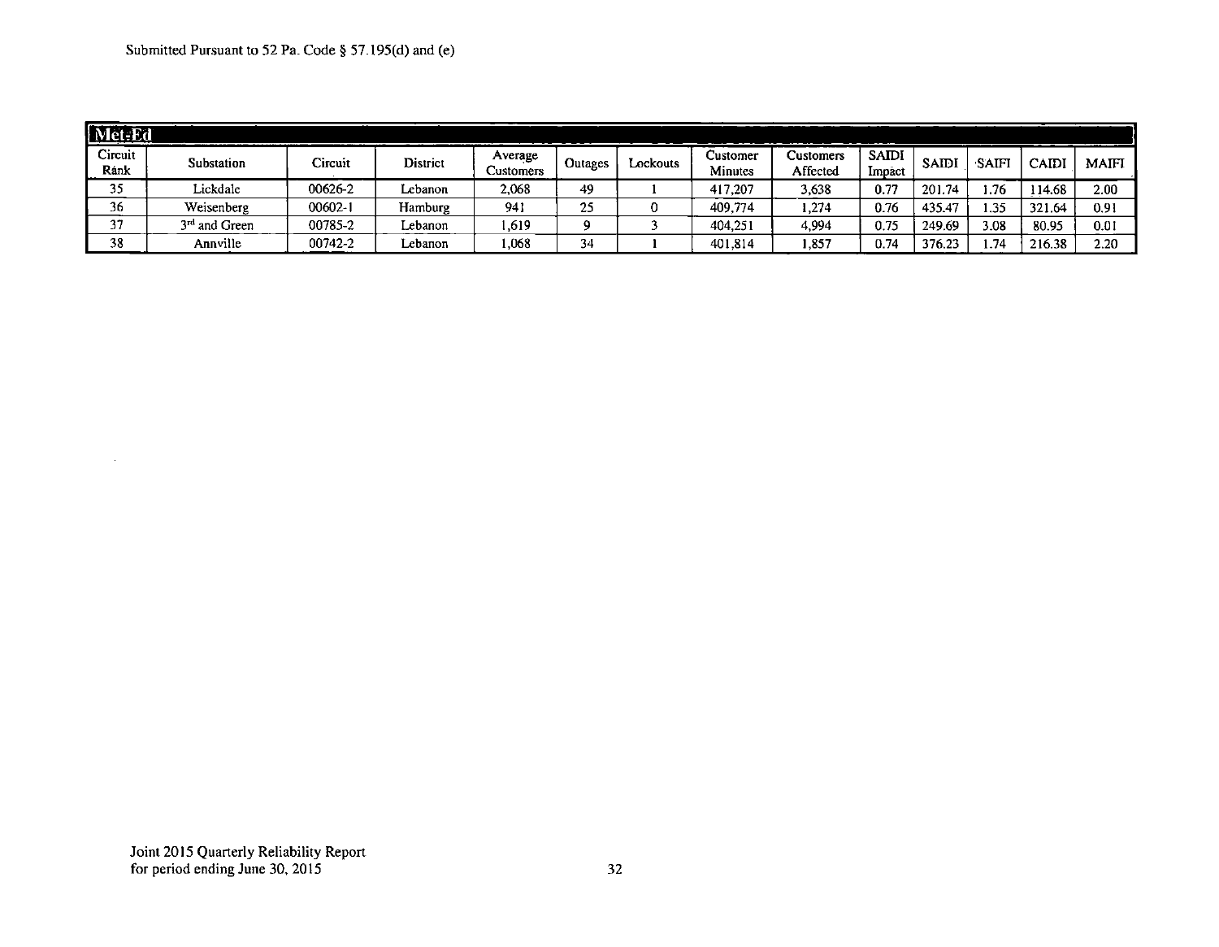Submitted Pursuant to 52 Pa. Code § 57.195(d) and (e)

| Met-Ed | | | | | | | | | | | | | |
|---|---|---|---|---|---|---|---|---|---|---|---|---|---|
| Circuit Rank | Substation | Circuit | District | Average Customers | Outages | Lockouts | Customer Minutes | Customers Affected | SAIDI Impact | SAIDI | SAIFI | CAIDI | MAIFI |
| 35 | Lickdale | 00626-2 | Lebanon | 2,068 | 49 | 1 | 417,207 | 3,638 | 0.77 | 201.74 | 1.76 | 114.68 | 2.00 |
| 36 | Weisenberg | 00602-1 | Hamburg | 941 | 25 | 0 | 409,774 | 1,274 | 0.76 | 435.47 | 1.35 | 321.64 | 0.91 |
| 37 | 3rd and Green | 00785-2 | Lebanon | 1,619 | 9 | 3 | 404,251 | 4,994 | 0.75 | 249.69 | 3.08 | 80.95 | 0.01 |
| 38 | Annville | 00742-2 | Lebanon | 1,068 | 34 | 1 | 401,814 | 1,857 | 0.74 | 376.23 | 1.74 | 216.38 | 2.20 |

Joint 2015 Quarterly Reliability Report
for period ending June 30, 2015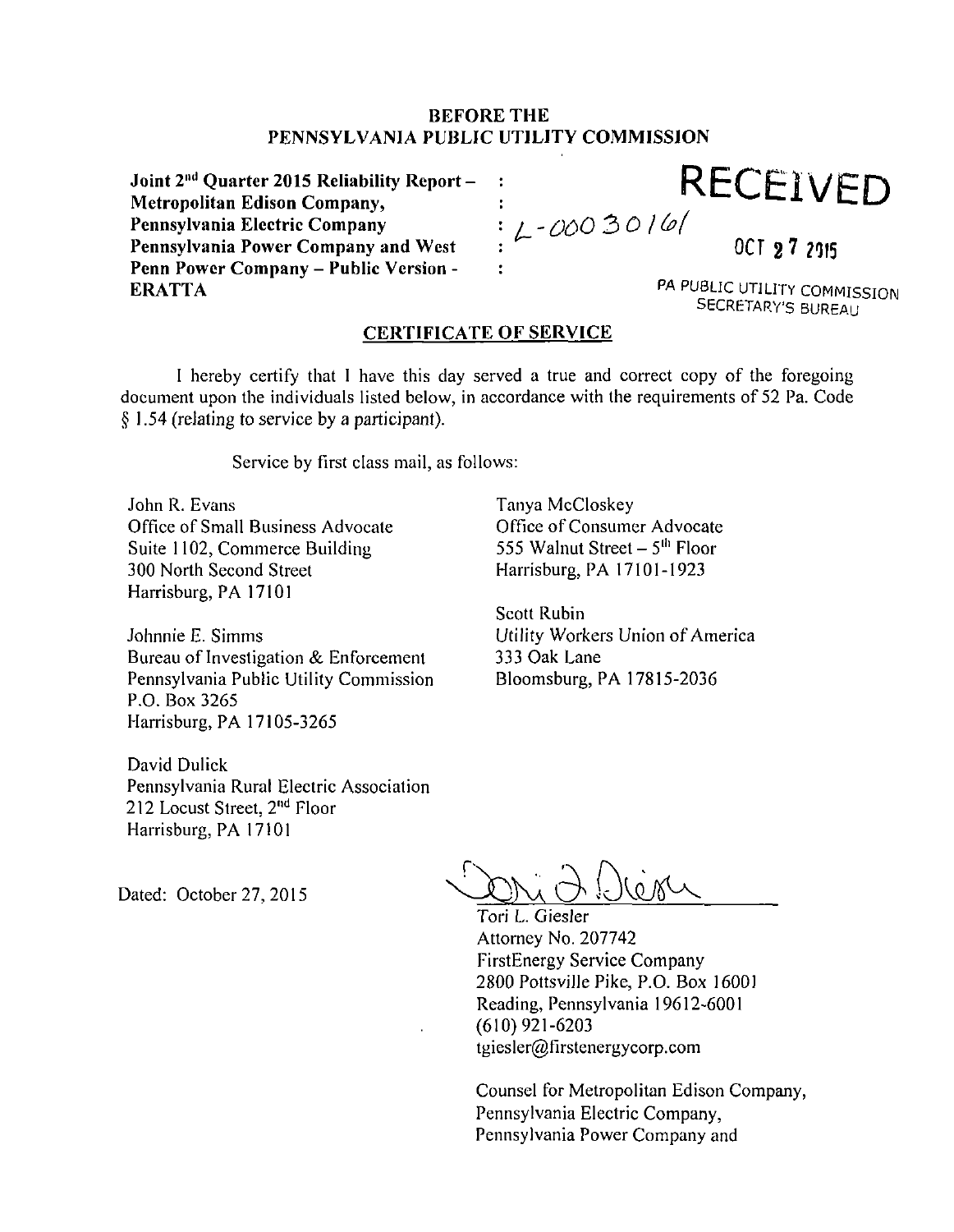**BEFORE THE**
**PENNSYLVANIA PUBLIC UTILITY COMMISSION**

| | | |
|---|---|---|
| **Joint 2nd Quarter 2015 Reliability Report – Metropolitan Edison Company, Pennsylvania Electric Company Pennsylvania Power Company and West Penn Power Company – Public Version - ERATTA** | : : : : : | L-00030161 |

RECEIVED

OCT 27 2015

PA PUBLIC UTILITY COMMISSION
SECRETARY'S BUREAU

## CERTIFICATE OF SERVICE

I hereby certify that I have this day served a true and correct copy of the foregoing document upon the individuals listed below, in accordance with the requirements of 52 Pa. Code § 1.54 (relating to service by a participant).

Service by first class mail, as follows:

John R. Evans
Office of Small Business Advocate
Suite 1102, Commerce Building
300 North Second Street
Harrisburg, PA 17101

Johnnie E. Simms
Bureau of Investigation & Enforcement
Pennsylvania Public Utility Commission
P.O. Box 3265
Harrisburg, PA 17105-3265

David Dulick
Pennsylvania Rural Electric Association
212 Locust Street, 2nd Floor
Harrisburg, PA 17101

Tanya McCloskey
Office of Consumer Advocate
555 Walnut Street – 5th Floor
Harrisburg, PA 17101-1923

Scott Rubin
Utility Workers Union of America
333 Oak Lane
Bloomsburg, PA 17815-2036

Dated: October 27, 2015

Tori L. Giesler
Attorney No. 207742
FirstEnergy Service Company
2800 Pottsville Pike, P.O. Box 16001
Reading, Pennsylvania 19612-6001
(610) 921-6203
tgiesler@firstenergycorp.com

Counsel for Metropolitan Edison Company,
Pennsylvania Electric Company,
Pennsylvania Power Company and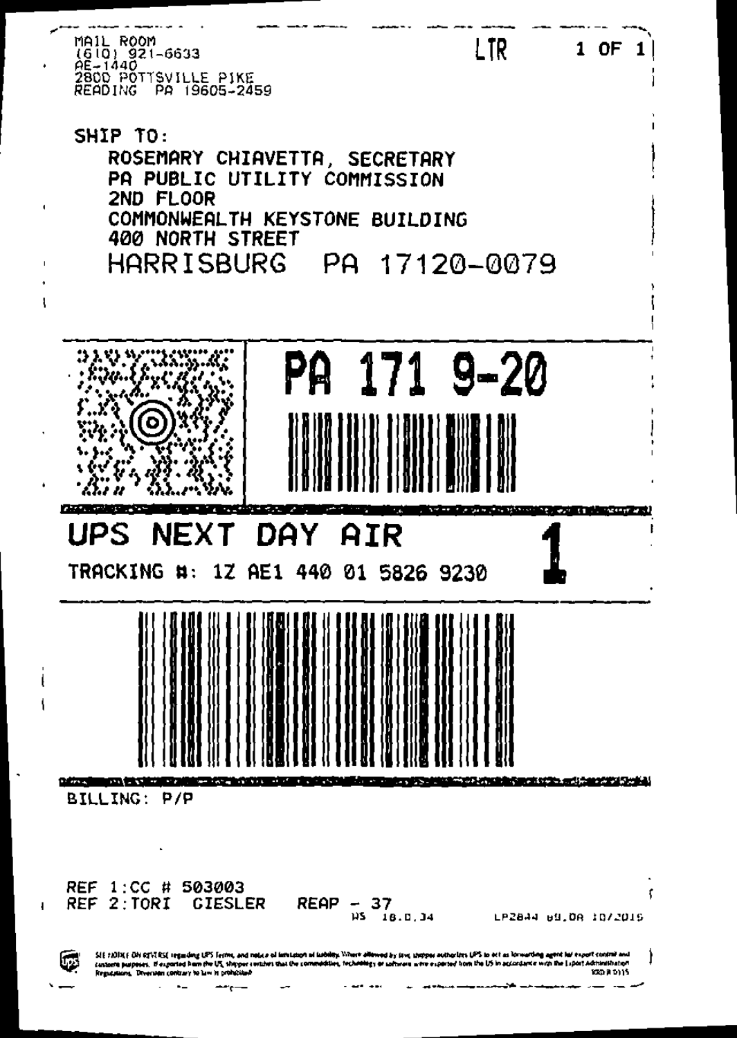MAIL ROOM
(610) 921-6633
AE-1440
2800 POTTSVILLE PIKE
READING PA 19605-2459

LTR

1 OF 1

SHIP TO:

ROSEMARY CHIAVETTA, SECRETARY
PA PUBLIC UTILITY COMMISSION
2ND FLOOR
COMMONWEALTH KEYSTONE BUILDING
400 NORTH STREET
HARRISBURG PA 17120-0079

PA 171 9-20

UPS NEXT DAY AIR

1

TRACKING #: 1Z AE1 440 01 5826 9230

BILLING: P/P

REF 1:CC # 503003
REF 2:TORI GIESLER REAP - 37

WS 18.0.34 LP2844 69.0A 10/2015

SEE NOTICE ON REVERSE regarding UPS Terms, and notice of limitation of liability. Where allowed by law, shipper authorizes UPS to act as forwarding agent for export control and customs purposes. If exported from the US, shipper certifies that the commodities, technology or software were exported from the US in accordance with the Export Administration Regulations. Diversion contrary to law is prohibited.

RRD R 0115